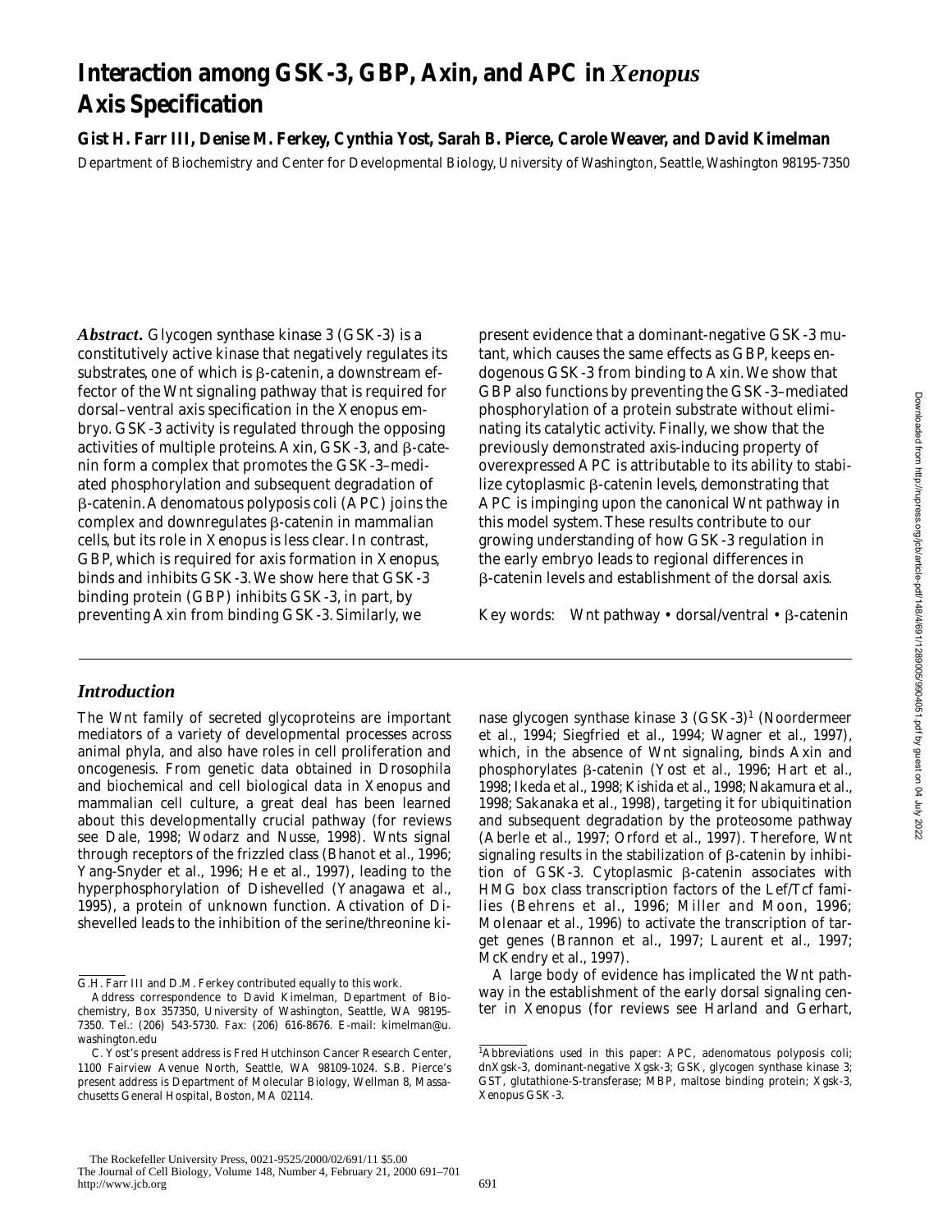# Interaction among GSK-3, GBP, Axin, and APC in *Xenopus* Axis Specification

**Gist H. Farr III, Denise M. Ferkey, Cynthia Yost, Sarah B. Pierce, Carole Weaver, and David Kimelman**

Department of Biochemistry and Center for Developmental Biology, University of Washington, Seattle, Washington 98195-7350

***Abstract.*** Glycogen synthase kinase 3 (GSK-3) is a constitutively active kinase that negatively regulates its substrates, one of which is β-catenin, a downstream effector of the Wnt signaling pathway that is required for dorsal–ventral axis specification in the Xenopus embryo. GSK-3 activity is regulated through the opposing activities of multiple proteins. Axin, GSK-3, and β-catenin form a complex that promotes the GSK-3–mediated phosphorylation and subsequent degradation of β-catenin. Adenomatous polyposis coli (APC) joins the complex and downregulates β-catenin in mammalian cells, but its role in Xenopus is less clear. In contrast, GBP, which is required for axis formation in Xenopus, binds and inhibits GSK-3. We show here that GSK-3 binding protein (GBP) inhibits GSK-3, in part, by preventing Axin from binding GSK-3. Similarly, we present evidence that a dominant-negative GSK-3 mutant, which causes the same effects as GBP, keeps endogenous GSK-3 from binding to Axin. We show that GBP also functions by preventing the GSK-3–mediated phosphorylation of a protein substrate without eliminating its catalytic activity. Finally, we show that the previously demonstrated axis-inducing property of overexpressed APC is attributable to its ability to stabilize cytoplasmic β-catenin levels, demonstrating that APC is impinging upon the canonical Wnt pathway in this model system. These results contribute to our growing understanding of how GSK-3 regulation in the early embryo leads to regional differences in β-catenin levels and establishment of the dorsal axis.

Key words: Wnt pathway • dorsal/ventral • β-catenin

## *Introduction*

The Wnt family of secreted glycoproteins are important mediators of a variety of developmental processes across animal phyla, and also have roles in cell proliferation and oncogenesis. From genetic data obtained in Drosophila and biochemical and cell biological data in Xenopus and mammalian cell culture, a great deal has been learned about this developmentally crucial pathway (for reviews see Dale, 1998; Wodarz and Nusse, 1998). Wnts signal through receptors of the frizzled class (Bhanot et al., 1996; Yang-Snyder et al., 1996; He et al., 1997), leading to the hyperphosphorylation of Dishevelled (Yanagawa et al., 1995), a protein of unknown function. Activation of Dishevelled leads to the inhibition of the serine/threonine kinase glycogen synthase kinase 3 (GSK-3)[1] (Noordermeer et al., 1994; Siegfried et al., 1994; Wagner et al., 1997), which, in the absence of Wnt signaling, binds Axin and phosphorylates β-catenin (Yost et al., 1996; Hart et al., 1998; Ikeda et al., 1998; Kishida et al., 1998; Nakamura et al., 1998; Sakanaka et al., 1998), targeting it for ubiquitination and subsequent degradation by the proteosome pathway (Aberle et al., 1997; Orford et al., 1997). Therefore, Wnt signaling results in the stabilization of β-catenin by inhibition of GSK-3. Cytoplasmic β-catenin associates with HMG box class transcription factors of the Lef/Tcf families (Behrens et al., 1996; Miller and Moon, 1996; Molenaar et al., 1996) to activate the transcription of target genes (Brannon et al., 1997; Laurent et al., 1997; McKendry et al., 1997).

A large body of evidence has implicated the Wnt pathway in the establishment of the early dorsal signaling center in Xenopus (for reviews see Harland and Gerhart,

G.H. Farr III and D.M. Ferkey contributed equally to this work.

Address correspondence to David Kimelman, Department of Biochemistry, Box 357350, University of Washington, Seattle, WA 98195-7350. Tel.: (206) 543-5730. Fax: (206) 616-8676. E-mail: kimelman@u.washington.edu

C. Yost's present address is Fred Hutchinson Cancer Research Center, 1100 Fairview Avenue North, Seattle, WA 98109-1024. S.B. Pierce's present address is Department of Molecular Biology, Wellman 8, Massachusetts General Hospital, Boston, MA 02114.

[1]Abbreviations used in this paper: APC, adenomatous polyposis coli; dnXgsk-3, dominant-negative Xgsk-3; GSK, glycogen synthase kinase 3; GST, glutathione-S-transferase; MBP, maltose binding protein; Xgsk-3, Xenopus GSK-3.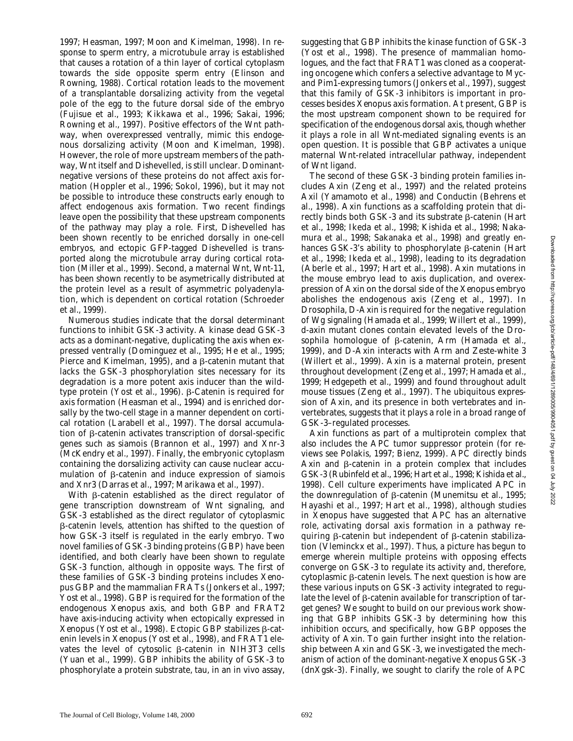1997; Heasman, 1997; Moon and Kimelman, 1998). In response to sperm entry, a microtubule array is established that causes a rotation of a thin layer of cortical cytoplasm towards the side opposite sperm entry (Elinson and Rowning, 1988). Cortical rotation leads to the movement of a transplantable dorsalizing activity from the vegetal pole of the egg to the future dorsal side of the embryo (Fujisue et al., 1993; Kikkawa et al., 1996; Sakai, 1996; Rowning et al., 1997). Positive effectors of the Wnt pathway, when overexpressed ventrally, mimic this endogenous dorsalizing activity (Moon and Kimelman, 1998). However, the role of more upstream members of the pathway, Wnt itself and Dishevelled, is still unclear. Dominant-negative versions of these proteins do not affect axis formation (Hoppler et al., 1996; Sokol, 1996), but it may not be possible to introduce these constructs early enough to affect endogenous axis formation. Two recent findings leave open the possibility that these upstream components of the pathway may play a role. First, Dishevelled has been shown recently to be enriched dorsally in one-cell embryos, and ectopic GFP-tagged Dishevelled is transported along the microtubule array during cortical rotation (Miller et al., 1999). Second, a maternal Wnt, Wnt-11, has been shown recently to be asymetrically distributed at the protein level as a result of asymmetric polyadenylation, which is dependent on cortical rotation (Schroeder et al., 1999).

Numerous studies indicate that the dorsal determinant functions to inhibit GSK-3 activity. A kinase dead GSK-3 acts as a dominant-negative, duplicating the axis when expressed ventrally (Dominguez et al., 1995; He et al., 1995; Pierce and Kimelman, 1995), and a β-catenin mutant that lacks the GSK-3 phosphorylation sites necessary for its degradation is a more potent axis inducer than the wild-type protein (Yost et al., 1996). β-Catenin is required for axis formation (Heasman et al., 1994) and is enriched dorsally by the two-cell stage in a manner dependent on cortical rotation (Larabell et al., 1997). The dorsal accumulation of β-catenin activates transcription of dorsal-specific genes such as siamois (Brannon et al., 1997) and Xnr-3 (McKendry et al., 1997). Finally, the embryonic cytoplasm containing the dorsalizing activity can cause nuclear accumulation of β-catenin and induce expression of siamois and Xnr3 (Darras et al., 1997; Marikawa et al., 1997).

With β-catenin established as the direct regulator of gene transcription downstream of Wnt signaling, and GSK-3 established as the direct regulator of cytoplasmic β-catenin levels, attention has shifted to the question of how GSK-3 itself is regulated in the early embryo. Two novel families of GSK-3 binding proteins (GBP) have been identified, and both clearly have been shown to regulate GSK-3 function, although in opposite ways. The first of these families of GSK-3 binding proteins includes *Xenopus* GBP and the mammalian FRATs (Jonkers et al., 1997; Yost et al., 1998). GBP is required for the formation of the endogenous *Xenopus* axis, and both GBP and FRAT2 have axis-inducing activity when ectopically expressed in *Xenopus* (Yost et al., 1998). Ectopic GBP stabilizes β-catenin levels in *Xenopus* (Yost et al., 1998), and FRAT1 elevates the level of cytosolic β-catenin in NIH3T3 cells (Yuan et al., 1999). GBP inhibits the ability of GSK-3 to phosphorylate a protein substrate, tau, in an in vivo assay, suggesting that GBP inhibits the kinase function of GSK-3 (Yost et al., 1998). The presence of mammalian homologues, and the fact that FRAT1 was cloned as a cooperating oncogene which confers a selective advantage to Myc- and Pim1-expressing tumors (Jonkers et al., 1997), suggest that this family of GSK-3 inhibitors is important in processes besides *Xenopus* axis formation. At present, GBP is the most upstream component shown to be required for specification of the endogenous dorsal axis, though whether it plays a role in all Wnt-mediated signaling events is an open question. It is possible that GBP activates a unique maternal Wnt-related intracellular pathway, independent of Wnt ligand.

The second of these GSK-3 binding protein families includes Axin (Zeng et al., 1997) and the related proteins Axil (Yamamoto et al., 1998) and Conductin (Behrens et al., 1998). Axin functions as a scaffolding protein that directly binds both GSK-3 and its substrate β-catenin (Hart et al., 1998; Ikeda et al., 1998; Kishida et al., 1998; Nakamura et al., 1998; Sakanaka et al., 1998) and greatly enhances GSK-3's ability to phosphorylate β-catenin (Hart et al., 1998; Ikeda et al., 1998), leading to its degradation (Aberle et al., 1997; Hart et al., 1998). Axin mutations in the mouse embryo lead to axis duplication, and overexpression of Axin on the dorsal side of the *Xenopus* embryo abolishes the endogenous axis (Zeng et al., 1997). In *Drosophila*, D-Axin is required for the negative regulation of Wg signaling (Hamada et al., 1999; Willert et al., 1999), d-axin mutant clones contain elevated levels of the *Drosophila* homologue of β-catenin, Arm (Hamada et al., 1999), and D-Axin interacts with Arm and Zeste-white 3 (Willert et al., 1999). Axin is a maternal protein, present throughout development (Zeng et al., 1997; Hamada et al., 1999; Hedgepeth et al., 1999) and found throughout adult mouse tissues (Zeng et al., 1997). The ubiquitous expression of Axin, and its presence in both vertebrates and invertebrates, suggests that it plays a role in a broad range of GSK-3–regulated processes.

Axin functions as part of a multiprotein complex that also includes the APC tumor suppressor protein (for reviews see Polakis, 1997; Bienz, 1999). APC directly binds Axin and β-catenin in a protein complex that includes GSK-3 (Rubinfeld et al., 1996; Hart et al., 1998; Kishida et al., 1998). Cell culture experiments have implicated APC in the downregulation of β-catenin (Munemitsu et al., 1995; Hayashi et al., 1997; Hart et al., 1998), although studies in *Xenopus* have suggested that APC has an alternative role, activating dorsal axis formation in a pathway requiring β-catenin but independent of β-catenin stabilization (Vleminckx et al., 1997). Thus, a picture has begun to emerge wherein multiple proteins with opposing effects converge on GSK-3 to regulate its activity and, therefore, cytoplasmic β-catenin levels. The next question is how are these various inputs on GSK-3 activity integrated to regulate the level of β-catenin available for transcription of target genes? We sought to build on our previous work showing that GBP inhibits GSK-3 by determining how this inhibition occurs, and specifically, how GBP opposes the activity of Axin. To gain further insight into the relationship between Axin and GSK-3, we investigated the mechanism of action of the dominant-negative *Xenopus* GSK-3 (dnXgsk-3). Finally, we sought to clarify the role of APC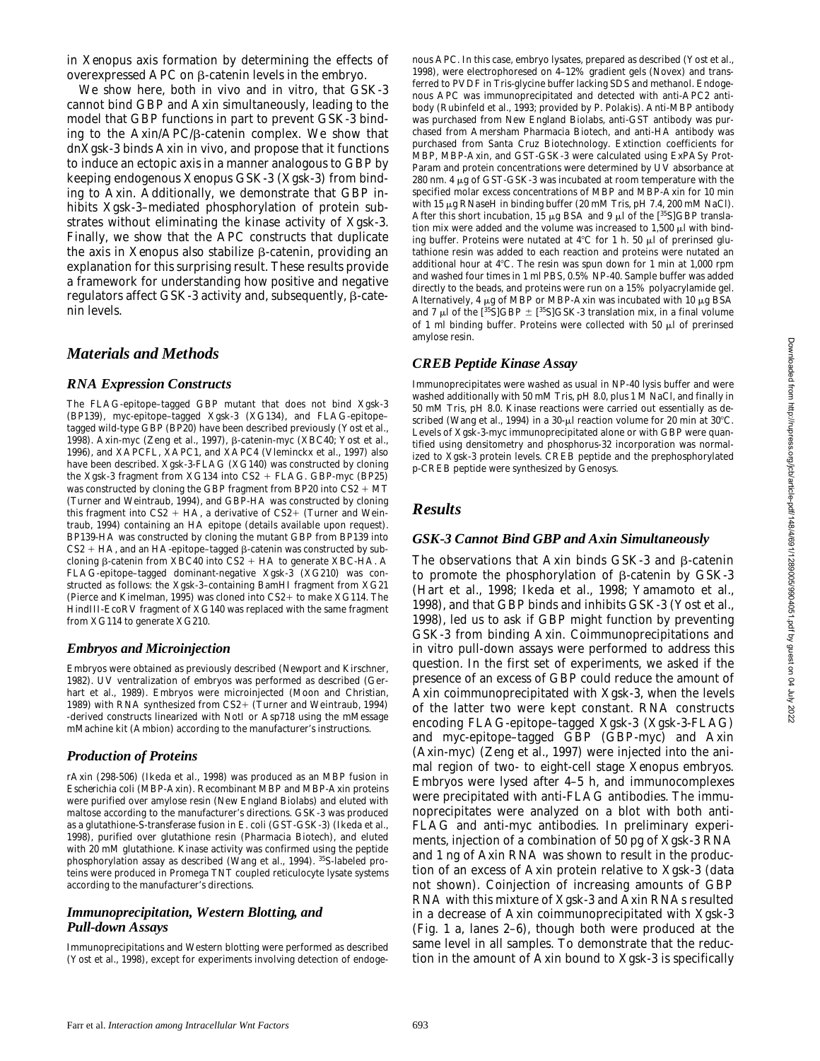in Xenopus axis formation by determining the effects of overexpressed APC on β-catenin levels in the embryo.

We show here, both in vivo and in vitro, that GSK-3 cannot bind GBP and Axin simultaneously, leading to the model that GBP functions in part to prevent GSK-3 binding to the Axin/APC/β-catenin complex. We show that dnXgsk-3 binds Axin in vivo, and propose that it functions to induce an ectopic axis in a manner analogous to GBP by keeping endogenous Xenopus GSK-3 (Xgsk-3) from binding to Axin. Additionally, we demonstrate that GBP inhibits Xgsk-3–mediated phosphorylation of protein substrates without eliminating the kinase activity of Xgsk-3. Finally, we show that the APC constructs that duplicate the axis in Xenopus also stabilize β-catenin, providing an explanation for this surprising result. These results provide a framework for understanding how positive and negative regulators affect GSK-3 activity and, subsequently, β-catenin levels.

## Materials and Methods

### RNA Expression Constructs

The FLAG-epitope–tagged GBP mutant that does not bind Xgsk-3 (BP139), myc-epitope–tagged Xgsk-3 (XG134), and FLAG-epitope–tagged wild-type GBP (BP20) have been described previously (Yost et al., 1998). Axin-myc (Zeng et al., 1997), β-catenin-myc (XBC40; Yost et al., 1996), and XAPCFL, XAPC1, and XAPC4 (Vleminckx et al., 1997) also have been described. Xgsk-3-FLAG (XG140) was constructed by cloning the Xgsk-3 fragment from XG134 into CS2 + FLAG. GBP-myc (BP25) was constructed by cloning the GBP fragment from BP20 into CS2 + MT (Turner and Weintraub, 1994), and GBP-HA was constructed by cloning this fragment into CS2 + HA, a derivative of CS2+ (Turner and Weintraub, 1994) containing an HA epitope (details available upon request). BP139-HA was constructed by cloning the mutant GBP from BP139 into CS2 + HA, and an HA-epitope–tagged β-catenin was constructed by subcloning β-catenin from XBC40 into CS2 + HA to generate XBC-HA. A FLAG-epitope–tagged dominant-negative Xgsk-3 (XG210) was constructed as follows: the Xgsk-3–containing BamHI fragment from XG21 (Pierce and Kimelman, 1995) was cloned into CS2+ to make XG114. The HindIII-EcoRV fragment of XG140 was replaced with the same fragment from XG114 to generate XG210.

### Embryos and Microinjection

Embryos were obtained as previously described (Newport and Kirschner, 1982). UV ventralization of embryos was performed as described (Gerhart et al., 1989). Embryos were microinjected (Moon and Christian, 1989) with RNA synthesized from CS2+ (Turner and Weintraub, 1994) -derived constructs linearized with NotI or Asp718 using the mMessage mMachine kit (Ambion) according to the manufacturer's instructions.

### Production of Proteins

rAxin (298-506) (Ikeda et al., 1998) was produced as an MBP fusion in Escherichia coli (MBP-Axin). Recombinant MBP and MBP-Axin proteins were purified over amylose resin (New England Biolabs) and eluted with maltose according to the manufacturer's directions. GSK-3 was produced as a glutathione-S-transferase fusion in E. coli (GST-GSK-3) (Ikeda et al., 1998), purified over glutathione resin (Pharmacia Biotech), and eluted with 20 mM glutathione. Kinase activity was confirmed using the peptide phosphorylation assay as described (Wang et al., 1994). $^{35}$S-labeled proteins were produced in Promega TNT coupled reticulocyte lysate systems according to the manufacturer's directions.

### Immunoprecipitation, Western Blotting, and Pull-down Assays

Immunoprecipitations and Western blotting were performed as described (Yost et al., 1998), except for experiments involving detection of endogenous APC. In this case, embryo lysates, prepared as described (Yost et al., 1998), were electrophoresed on 4–12% gradient gels (Novex) and transferred to PVDF in Tris-glycine buffer lacking SDS and methanol. Endogenous APC was immunoprecipitated and detected with anti-APC2 antibody (Rubinfeld et al., 1993; provided by P. Polakis). Anti-MBP antibody was purchased from New England Biolabs, anti-GST antibody was purchased from Amersham Pharmacia Biotech, and anti-HA antibody was purchased from Santa Cruz Biotechnology. Extinction coefficients for MBP, MBP-Axin, and GST-GSK-3 were calculated using ExPASy ProtParam and protein concentrations were determined by UV absorbance at 280 nm. 4 μg of GST-GSK-3 was incubated at room temperature with the specified molar excess concentrations of MBP and MBP-Axin for 10 min with 15 μg RNaseH in binding buffer (20 mM Tris, pH 7.4, 200 mM NaCl). After this short incubation, 15 μg BSA and 9 μl of the [$^{35}$S]GBP translation mix were added and the volume was increased to 1,500 μl with binding buffer. Proteins were nutated at 4°C for 1 h. 50 μl of prerinsed glutathione resin was added to each reaction and proteins were nutated an additional hour at 4°C. The resin was spun down for 1 min at 1,000 rpm and washed four times in 1 ml PBS, 0.5% NP-40. Sample buffer was added directly to the beads, and proteins were run on a 15% polyacrylamide gel. Alternatively, 4 μg of MBP or MBP-Axin was incubated with 10 μg BSA and 7 μl of the [$^{35}$S]GBP ± [$^{35}$S]GSK-3 translation mix, in a final volume of 1 ml binding buffer. Proteins were collected with 50 μl of prerinsed amylose resin.

### CREB Peptide Kinase Assay

Immunoprecipitates were washed as usual in NP-40 lysis buffer and were washed additionally with 50 mM Tris, pH 8.0, plus 1 M NaCl, and finally in 50 mM Tris, pH 8.0. Kinase reactions were carried out essentially as described (Wang et al., 1994) in a 30-μl reaction volume for 20 min at 30°C. Levels of Xgsk-3-myc immunoprecipitated alone or with GBP were quantified using densitometry and phosphorus-32 incorporation was normalized to Xgsk-3 protein levels. CREB peptide and the prephosphorylated p-CREB peptide were synthesized by Genosys.

## Results

### GSK-3 Cannot Bind GBP and Axin Simultaneously

The observations that Axin binds GSK-3 and β-catenin to promote the phosphorylation of β-catenin by GSK-3 (Hart et al., 1998; Ikeda et al., 1998; Yamamoto et al., 1998), and that GBP binds and inhibits GSK-3 (Yost et al., 1998), led us to ask if GBP might function by preventing GSK-3 from binding Axin. Coimmunoprecipitations and in vitro pull-down assays were performed to address this question. In the first set of experiments, we asked if the presence of an excess of GBP could reduce the amount of Axin coimmunoprecipitated with Xgsk-3, when the levels of the latter two were kept constant. RNA constructs encoding FLAG-epitope–tagged Xgsk-3 (Xgsk-3-FLAG) and myc-epitope–tagged GBP (GBP-myc) and Axin (Axin-myc) (Zeng et al., 1997) were injected into the animal region of two- to eight-cell stage Xenopus embryos. Embryos were lysed after 4–5 h, and immunocomplexes were precipitated with anti-FLAG antibodies. The immunoprecipitates were analyzed on a blot with both anti-FLAG and anti-myc antibodies. In preliminary experiments, injection of a combination of 50 pg of Xgsk-3 RNA and 1 ng of Axin RNA was shown to result in the production of an excess of Axin protein relative to Xgsk-3 (data not shown). Coinjection of increasing amounts of GBP RNA with this mixture of Xgsk-3 and Axin RNAs resulted in a decrease of Axin coimmunoprecipitated with Xgsk-3 (Fig. 1 a, lanes 2–6), though both were produced at the same level in all samples. To demonstrate that the reduction in the amount of Axin bound to Xgsk-3 is specifically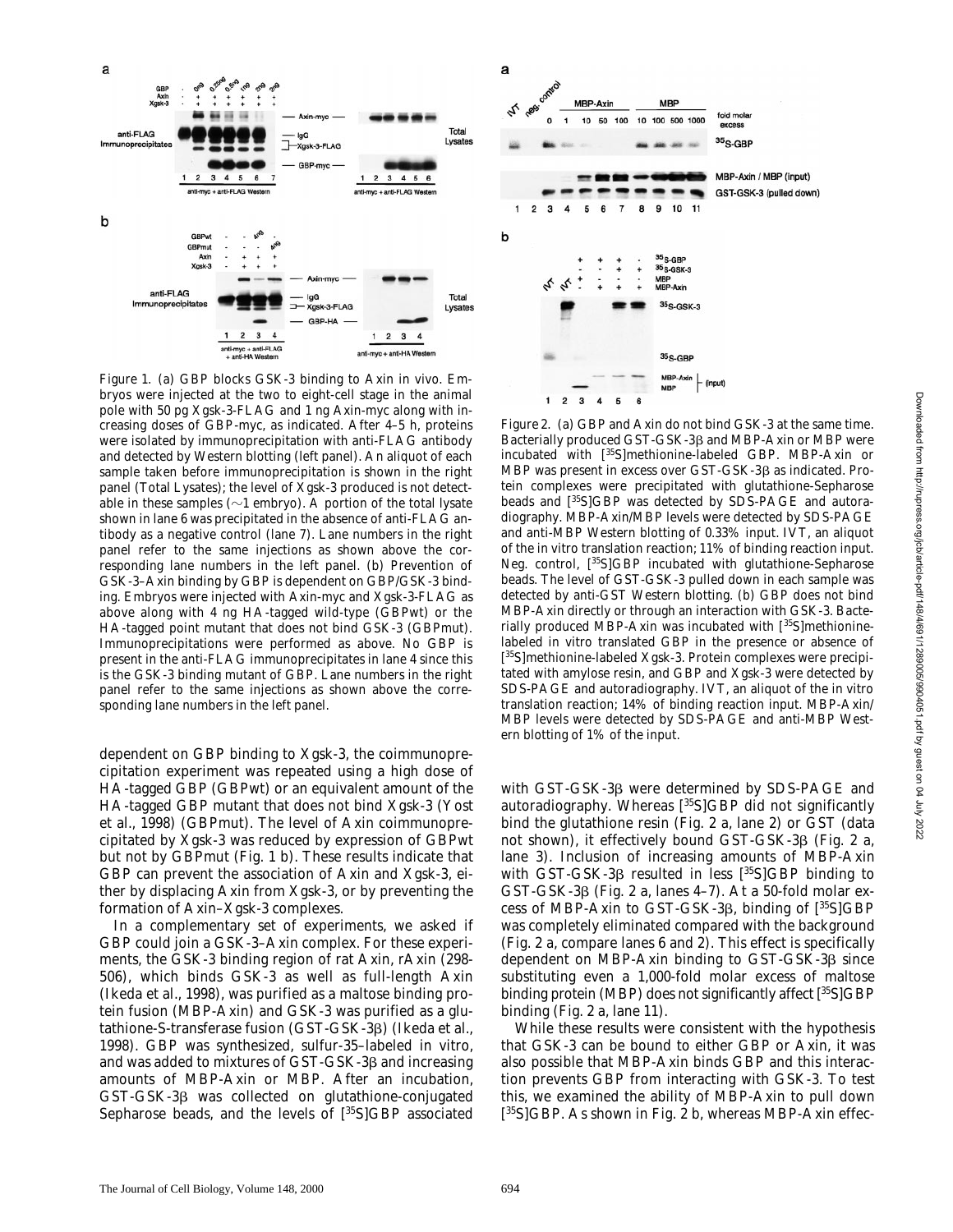Figure 1. (a) GBP blocks GSK-3 binding to Axin in vivo. Embryos were injected at the two to eight-cell stage in the animal pole with 50 pg Xgsk-3-FLAG and 1 ng Axin-myc along with increasing doses of GBP-myc, as indicated. After 4–5 h, proteins were isolated by immunoprecipitation with anti-FLAG antibody and detected by Western blotting (left panel). An aliquot of each sample taken before immunoprecipitation is shown in the right panel (Total Lysates); the level of Xgsk-3 produced is not detectable in these samples (∼1 embryo). A portion of the total lysate shown in lane 6 was precipitated in the absence of anti-FLAG antibody as a negative control (lane 7). Lane numbers in the right panel refer to the same injections as shown above the corresponding lane numbers in the left panel. (b) Prevention of GSK-3–Axin binding by GBP is dependent on GBP/GSK-3 binding. Embryos were injected with Axin-myc and Xgsk-3-FLAG as above along with 4 ng HA-tagged wild-type (GBPwt) or the HA-tagged point mutant that does not bind GSK-3 (GBPmut). Immunoprecipitations were performed as above. No GBP is present in the anti-FLAG immunoprecipitates in lane 4 since this is the GSK-3 binding mutant of GBP. Lane numbers in the right panel refer to the same injections as shown above the corresponding lane numbers in the left panel.

Figure 2. (a) GBP and Axin do not bind GSK-3 at the same time. Bacterially produced GST-GSK-3β and MBP-Axin or MBP were incubated with [35S]methionine-labeled GBP. MBP-Axin or MBP was present in excess over GST-GSK-3β as indicated. Protein complexes were precipitated with glutathione-Sepharose beads and [35S]GBP was detected by SDS-PAGE and autoradiography. MBP-Axin/MBP levels were detected by SDS-PAGE and anti-MBP Western blotting of 0.33% input. IVT, an aliquot of the in vitro translation reaction; 11% of binding reaction input. Neg. control, [35S]GBP incubated with glutathione-Sepharose beads. The level of GST-GSK-3 pulled down in each sample was detected by anti-GST Western blotting. (b) GBP does not bind MBP-Axin directly or through an interaction with GSK-3. Bacterially produced MBP-Axin was incubated with [35S]methionine-labeled in vitro translated GBP in the presence or absence of [35S]methionine-labeled Xgsk-3. Protein complexes were precipitated with amylose resin, and GBP and Xgsk-3 were detected by SDS-PAGE and autoradiography. IVT, an aliquot of the in vitro translation reaction; 14% of binding reaction input. MBP-Axin/MBP levels were detected by SDS-PAGE and anti-MBP Western blotting of 1% of the input.

dependent on GBP binding to Xgsk-3, the coimmunoprecipitation experiment was repeated using a high dose of HA-tagged GBP (GBPwt) or an equivalent amount of the HA-tagged GBP mutant that does not bind Xgsk-3 (Yost et al., 1998) (GBPmut). The level of Axin coimmunoprecipitated by Xgsk-3 was reduced by expression of GBPwt but not by GBPmut (Fig. 1 b). These results indicate that GBP can prevent the association of Axin and Xgsk-3, either by displacing Axin from Xgsk-3, or by preventing the formation of Axin–Xgsk-3 complexes.

In a complementary set of experiments, we asked if GBP could join a GSK-3–Axin complex. For these experiments, the GSK-3 binding region of rat Axin, rAxin (298-506), which binds GSK-3 as well as full-length Axin (Ikeda et al., 1998), was purified as a maltose binding protein fusion (MBP-Axin) and GSK-3 was purified as a glutathione-S-transferase fusion (GST-GSK-3β) (Ikeda et al., 1998). GBP was synthesized, sulfur-35–labeled in vitro, and was added to mixtures of GST-GSK-3β and increasing amounts of MBP-Axin or MBP. After an incubation, GST-GSK-3β was collected on glutathione-conjugated Sepharose beads, and the levels of [35S]GBP associated with GST-GSK-3β were determined by SDS-PAGE and autoradiography. Whereas [35S]GBP did not significantly bind the glutathione resin (Fig. 2 a, lane 2) or GST (data not shown), it effectively bound GST-GSK-3β (Fig. 2 a, lane 3). Inclusion of increasing amounts of MBP-Axin with GST-GSK-3β resulted in less [35S]GBP binding to GST-GSK-3β (Fig. 2 a, lanes 4–7). At a 50-fold molar excess of MBP-Axin to GST-GSK-3β, binding of [35S]GBP was completely eliminated compared with the background (Fig. 2 a, compare lanes 6 and 2). This effect is specifically dependent on MBP-Axin binding to GST-GSK-3β since substituting even a 1,000-fold molar excess of maltose binding protein (MBP) does not significantly affect [35S]GBP binding (Fig. 2 a, lane 11).

While these results were consistent with the hypothesis that GSK-3 can be bound to either GBP or Axin, it was also possible that MBP-Axin binds GBP and this interaction prevents GBP from interacting with GSK-3. To test this, we examined the ability of MBP-Axin to pull down [35S]GBP. As shown in Fig. 2 b, whereas MBP-Axin effec-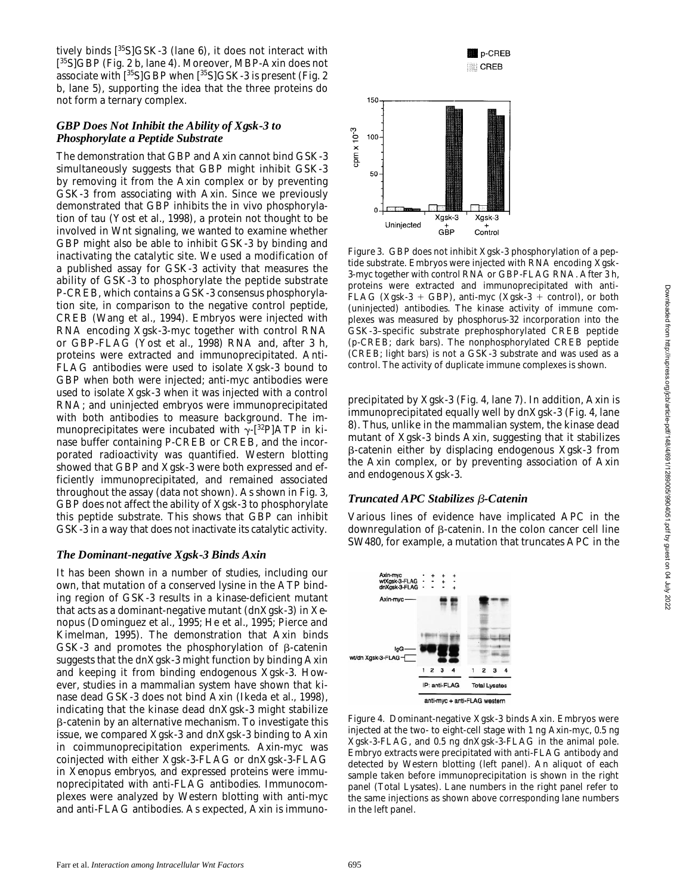tively binds [$^{35}$S]GSK-3 (lane 6), it does not interact with [$^{35}$S]GBP (Fig. 2 b, lane 4). Moreover, MBP-Axin does not associate with [$^{35}$S]GBP when [$^{35}$S]GSK-3 is present (Fig. 2 b, lane 5), supporting the idea that the three proteins do not form a ternary complex.

### *GBP Does Not Inhibit the Ability of Xgsk-3 to Phosphorylate a Peptide Substrate*

The demonstration that GBP and Axin cannot bind GSK-3 simultaneously suggests that GBP might inhibit GSK-3 by removing it from the Axin complex or by preventing GSK-3 from associating with Axin. Since we previously demonstrated that GBP inhibits the in vivo phosphorylation of tau (Yost et al., 1998), a protein not thought to be involved in Wnt signaling, we wanted to examine whether GBP might also be able to inhibit GSK-3 by binding and inactivating the catalytic site. We used a modification of a published assay for GSK-3 activity that measures the ability of GSK-3 to phosphorylate the peptide substrate P-CREB, which contains a GSK-3 consensus phosphorylation site, in comparison to the negative control peptide, CREB (Wang et al., 1994). Embryos were injected with RNA encoding Xgsk-3-myc together with control RNA or GBP-FLAG (Yost et al., 1998) RNA and, after 3 h, proteins were extracted and immunoprecipitated. Anti-FLAG antibodies were used to isolate Xgsk-3 bound to GBP when both were injected; anti-myc antibodies were used to isolate Xgsk-3 when it was injected with a control RNA; and uninjected embryos were immunoprecipitated with both antibodies to measure background. The immunoprecipitates were incubated with $\gamma$-[$^{32}$P]ATP in kinase buffer containing P-CREB or CREB, and the incorporated radioactivity was quantified. Western blotting showed that GBP and Xgsk-3 were both expressed and efficiently immunoprecipitated, and remained associated throughout the assay (data not shown). As shown in Fig. 3, GBP does not affect the ability of Xgsk-3 to phosphorylate this peptide substrate. This shows that GBP can inhibit GSK-3 in a way that does not inactivate its catalytic activity.

### *The Dominant-negative Xgsk-3 Binds Axin*

It has been shown in a number of studies, including our own, that mutation of a conserved lysine in the ATP binding region of GSK-3 results in a kinase-deficient mutant that acts as a dominant-negative mutant (dnXgsk-3) in *Xenopus* (Dominguez et al., 1995; He et al., 1995; Pierce and Kimelman, 1995). The demonstration that Axin binds GSK-3 and promotes the phosphorylation of $\beta$-catenin suggests that the dnXgsk-3 might function by binding Axin and keeping it from binding endogenous Xgsk-3. However, studies in a mammalian system have shown that kinase dead GSK-3 does not bind Axin (Ikeda et al., 1998), indicating that the kinase dead dnXgsk-3 might stabilize $\beta$-catenin by an alternative mechanism. To investigate this issue, we compared Xgsk-3 and dnXgsk-3 binding to Axin in coimmunoprecipitation experiments. Axin-myc was coinjected with either Xgsk-3-FLAG or dnXgsk-3-FLAG in *Xenopus* embryos, and expressed proteins were immunoprecipitated with anti-FLAG antibodies. Immunocomplexes were analyzed by Western blotting with anti-myc and anti-FLAG antibodies. As expected, Axin is immunoprecipitated by Xgsk-3 (Fig. 4, lane 7). In addition, Axin is immunoprecipitated equally well by dnXgsk-3 (Fig. 4, lane 8). Thus, unlike in the mammalian system, the kinase dead mutant of Xgsk-3 binds Axin, suggesting that it stabilizes $\beta$-catenin either by displacing endogenous Xgsk-3 from the Axin complex, or by preventing association of Axin and endogenous Xgsk-3.

Figure 3. GBP does not inhibit Xgsk-3 phosphorylation of a peptide substrate. Embryos were injected with RNA encoding Xgsk-3-myc together with control RNA or GBP-FLAG RNA. After 3 h, proteins were extracted and immunoprecipitated with anti-FLAG (Xgsk-3 + GBP), anti-myc (Xgsk-3 + control), or both (uninjected) antibodies. The kinase activity of immune complexes was measured by phosphorus-32 incorporation into the GSK-3–specific substrate prephosphorylated CREB peptide (p-CREB; dark bars). The nonphosphorylated CREB peptide (CREB; light bars) is not a GSK-3 substrate and was used as a control. The activity of duplicate immune complexes is shown.

Figure 4. Dominant-negative Xgsk-3 binds Axin. Embryos were injected at the two- to eight-cell stage with 1 ng Axin-myc, 0.5 ng Xgsk-3-FLAG, and 0.5 ng dnXgsk-3-FLAG in the animal pole. Embryo extracts were precipitated with anti-FLAG antibody and detected by Western blotting (left panel). An aliquot of each sample taken before immunoprecipitation is shown in the right panel (Total Lysates). Lane numbers in the right panel refer to the same injections as shown above corresponding lane numbers in the left panel.

### *Truncated APC Stabilizes $\beta$-Catenin*

Various lines of evidence have implicated APC in the downregulation of $\beta$-catenin. In the colon cancer cell line SW480, for example, a mutation that truncates APC in the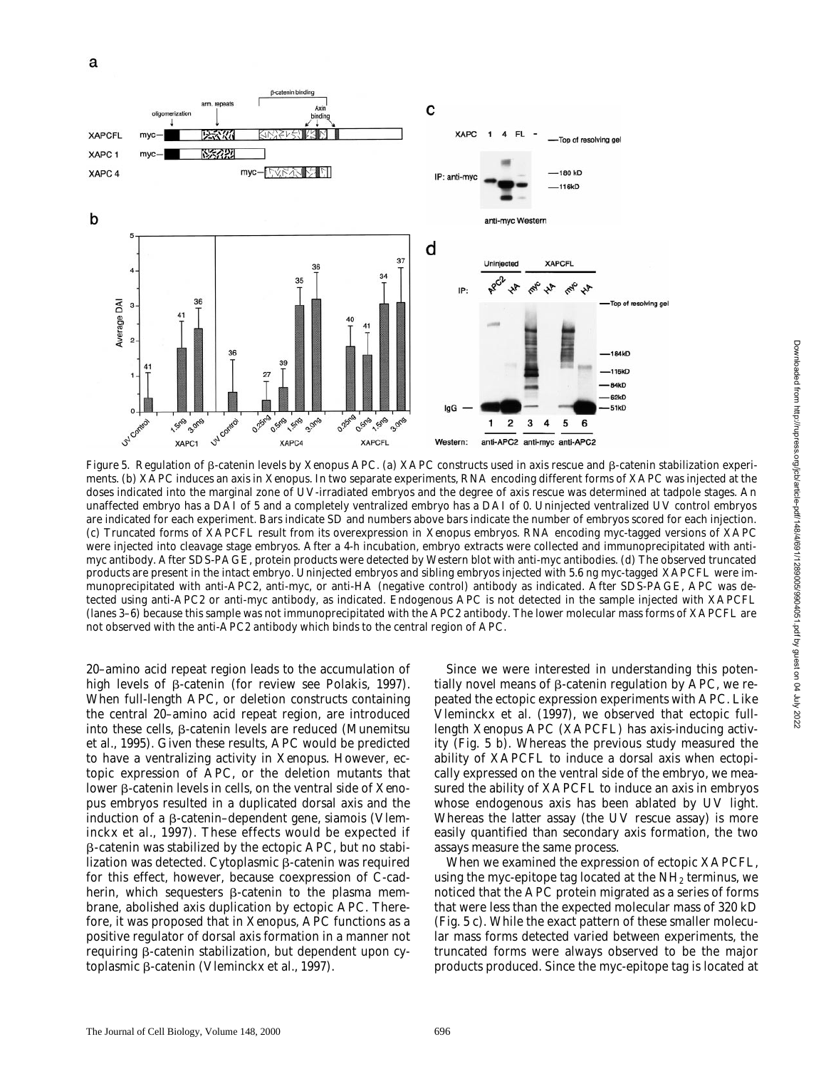Figure 5. Regulation of β-catenin levels by Xenopus APC. (a) XAPC constructs used in axis rescue and β-catenin stabilization experiments. (b) XAPC induces an axis in Xenopus. In two separate experiments, RNA encoding different forms of XAPC was injected at the doses indicated into the marginal zone of UV-irradiated embryos and the degree of axis rescue was determined at tadpole stages. An unaffected embryo has a DAI of 5 and a completely ventralized embryo has a DAI of 0. Uninjected ventralized UV control embryos are indicated for each experiment. Bars indicate SD and numbers above bars indicate the number of embryos scored for each injection. (c) Truncated forms of XAPCFL result from its overexpression in Xenopus embryos. RNA encoding myc-tagged versions of XAPC were injected into cleavage stage embryos. After a 4-h incubation, embryo extracts were collected and immunoprecipitated with anti-myc antibody. After SDS-PAGE, protein products were detected by Western blot with anti-myc antibodies. (d) The observed truncated products are present in the intact embryo. Uninjected embryos and sibling embryos injected with 5.6 ng myc-tagged XAPCFL were immunoprecipitated with anti-APC2, anti-myc, or anti-HA (negative control) antibody as indicated. After SDS-PAGE, APC was detected using anti-APC2 or anti-myc antibody, as indicated. Endogenous APC is not detected in the sample injected with XAPCFL (lanes 3–6) because this sample was not immunoprecipitated with the APC2 antibody. The lower molecular mass forms of XAPCFL are not observed with the anti-APC2 antibody which binds to the central region of APC.

20–amino acid repeat region leads to the accumulation of high levels of β-catenin (for review see Polakis, 1997). When full-length APC, or deletion constructs containing the central 20–amino acid repeat region, are introduced into these cells, β-catenin levels are reduced (Munemitsu et al., 1995). Given these results, APC would be predicted to have a ventralizing activity in Xenopus. However, ectopic expression of APC, or the deletion mutants that lower β-catenin levels in cells, on the ventral side of Xenopus embryos resulted in a duplicated dorsal axis and the induction of a β-catenin–dependent gene, siamois (Vleminckx et al., 1997). These effects would be expected if β-catenin was stabilized by the ectopic APC, but no stabilization was detected. Cytoplasmic β-catenin was required for this effect, however, because coexpression of C-cadherin, which sequesters β-catenin to the plasma membrane, abolished axis duplication by ectopic APC. Therefore, it was proposed that in Xenopus, APC functions as a positive regulator of dorsal axis formation in a manner not requiring β-catenin stabilization, but dependent upon cytoplasmic β-catenin (Vleminckx et al., 1997).

Since we were interested in understanding this potentially novel means of β-catenin regulation by APC, we repeated the ectopic expression experiments with APC. Like Vleminckx et al. (1997), we observed that ectopic full-length Xenopus APC (XAPCFL) has axis-inducing activity (Fig. 5 b). Whereas the previous study measured the ability of XAPCFL to induce a dorsal axis when ectopically expressed on the ventral side of the embryo, we measured the ability of XAPCFL to induce an axis in embryos whose endogenous axis has been ablated by UV light. Whereas the latter assay (the UV rescue assay) is more easily quantified than secondary axis formation, the two assays measure the same process.

When we examined the expression of ectopic XAPCFL, using the myc-epitope tag located at the $NH_2$ terminus, we noticed that the APC protein migrated as a series of forms that were less than the expected molecular mass of 320 kD (Fig. 5 c). While the exact pattern of these smaller molecular mass forms detected varied between experiments, the truncated forms were always observed to be the major products produced. Since the myc-epitope tag is located at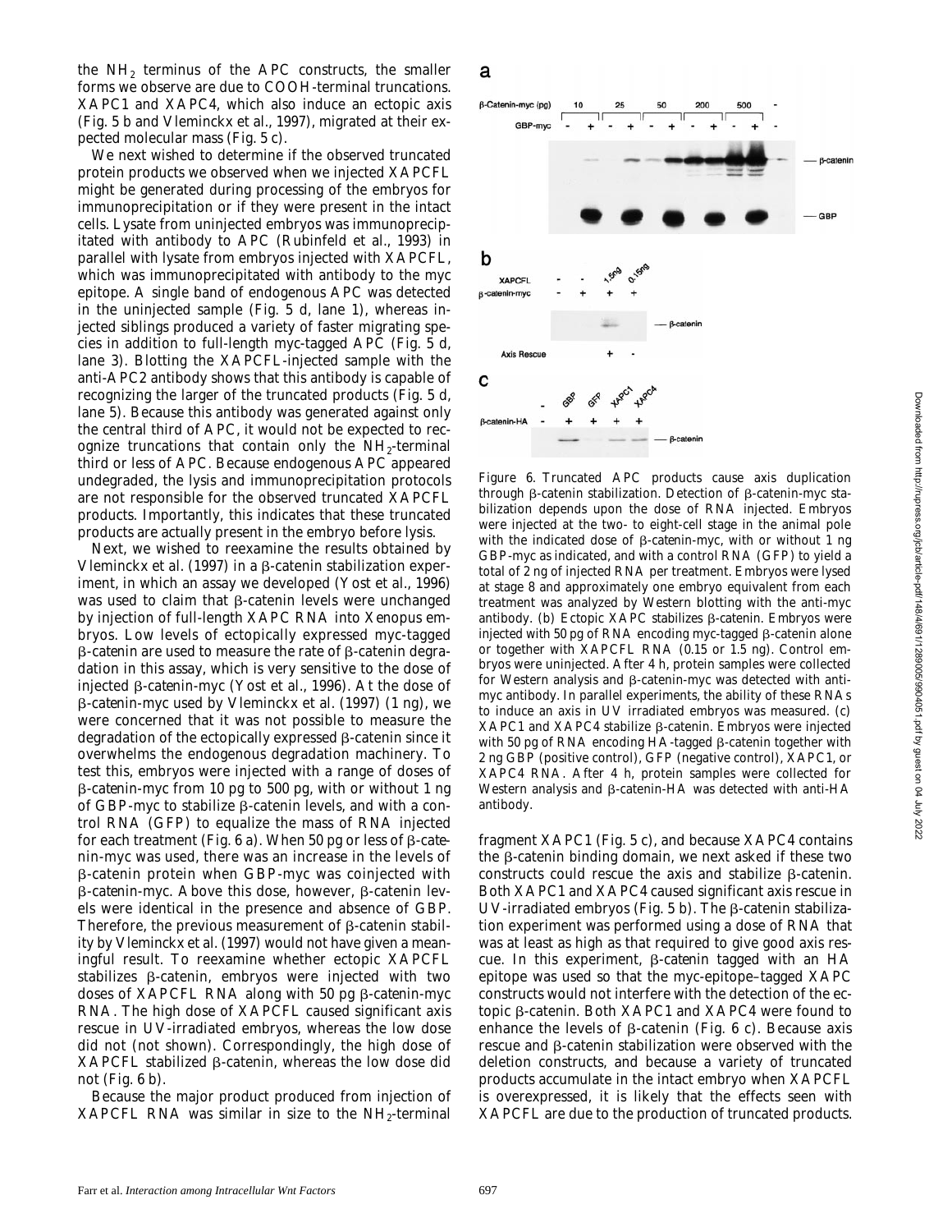the $NH_2$ terminus of the APC constructs, the smaller forms we observe are due to COOH-terminal truncations. XAPC1 and XAPC4, which also induce an ectopic axis (Fig. 5 b and Vleminckx et al., 1997), migrated at their expected molecular mass (Fig. 5 c).

We next wished to determine if the observed truncated protein products we observed when we injected XAPCFL might be generated during processing of the embryos for immunoprecipitation or if they were present in the intact cells. Lysate from uninjected embryos was immunoprecipitated with antibody to APC (Rubinfeld et al., 1993) in parallel with lysate from embryos injected with XAPCFL, which was immunoprecipitated with antibody to the myc epitope. A single band of endogenous APC was detected in the uninjected sample (Fig. 5 d, lane 1), whereas injected siblings produced a variety of faster migrating species in addition to full-length myc-tagged APC (Fig. 5 d, lane 3). Blotting the XAPCFL-injected sample with the anti-APC2 antibody shows that this antibody is capable of recognizing the larger of the truncated products (Fig. 5 d, lane 5). Because this antibody was generated against only the central third of APC, it would not be expected to recognize truncations that contain only the $NH_2$-terminal third or less of APC. Because endogenous APC appeared undegraded, the lysis and immunoprecipitation protocols are not responsible for the observed truncated XAPCFL products. Importantly, this indicates that these truncated products are actually present in the embryo before lysis.

Next, we wished to reexamine the results obtained by Vleminckx et al. (1997) in a β-catenin stabilization experiment, in which an assay we developed (Yost et al., 1996) was used to claim that β-catenin levels were unchanged by injection of full-length XAPC RNA into Xenopus embryos. Low levels of ectopically expressed myc-tagged β-catenin are used to measure the rate of β-catenin degradation in this assay, which is very sensitive to the dose of injected β-catenin-myc (Yost et al., 1996). At the dose of β-catenin-myc used by Vleminckx et al. (1997) (1 ng), we were concerned that it was not possible to measure the degradation of the ectopically expressed β-catenin since it overwhelms the endogenous degradation machinery. To test this, embryos were injected with a range of doses of β-catenin-myc from 10 pg to 500 pg, with or without 1 ng of GBP-myc to stabilize β-catenin levels, and with a control RNA (GFP) to equalize the mass of RNA injected for each treatment (Fig. 6 a). When 50 pg or less of β-catenin-myc was used, there was an increase in the levels of β-catenin protein when GBP-myc was coinjected with β-catenin-myc. Above this dose, however, β-catenin levels were identical in the presence and absence of GBP. Therefore, the previous measurement of β-catenin stability by Vleminckx et al. (1997) would not have given a meaningful result. To reexamine whether ectopic XAPCFL stabilizes β-catenin, embryos were injected with two doses of XAPCFL RNA along with 50 pg β-catenin-myc RNA. The high dose of XAPCFL caused significant axis rescue in UV-irradiated embryos, whereas the low dose did not (not shown). Correspondingly, the high dose of XAPCFL stabilized β-catenin, whereas the low dose did not (Fig. 6 b).

Because the major product produced from injection of XAPCFL RNA was similar in size to the $NH_2$-terminal fragment XAPC1 (Fig. 5 c), and because XAPC4 contains the β-catenin binding domain, we next asked if these two constructs could rescue the axis and stabilize β-catenin. Both XAPC1 and XAPC4 caused significant axis rescue in UV-irradiated embryos (Fig. 5 b). The β-catenin stabilization experiment was performed using a dose of RNA that was at least as high as that required to give good axis rescue. In this experiment, β-catenin tagged with an HA epitope was used so that the myc-epitope–tagged XAPC constructs would not interfere with the detection of the ectopic β-catenin. Both XAPC1 and XAPC4 were found to enhance the levels of β-catenin (Fig. 6 c). Because axis rescue and β-catenin stabilization were observed with the deletion constructs, and because a variety of truncated products accumulate in the intact embryo when XAPCFL is overexpressed, it is likely that the effects seen with XAPCFL are due to the production of truncated products.

Figure 6. Truncated APC products cause axis duplication through β-catenin stabilization. Detection of β-catenin-myc stabilization depends upon the dose of RNA injected. Embryos were injected at the two- to eight-cell stage in the animal pole with the indicated dose of β-catenin-myc, with or without 1 ng GBP-myc as indicated, and with a control RNA (GFP) to yield a total of 2 ng of injected RNA per treatment. Embryos were lysed at stage 8 and approximately one embryo equivalent from each treatment was analyzed by Western blotting with the anti-myc antibody. (b) Ectopic XAPC stabilizes β-catenin. Embryos were injected with 50 pg of RNA encoding myc-tagged β-catenin alone or together with XAPCFL RNA (0.15 or 1.5 ng). Control embryos were uninjected. After 4 h, protein samples were collected for Western analysis and β-catenin-myc was detected with anti-myc antibody. In parallel experiments, the ability of these RNAs to induce an axis in UV irradiated embryos was measured. (c) XAPC1 and XAPC4 stabilize β-catenin. Embryos were injected with 50 pg of RNA encoding HA-tagged β-catenin together with 2 ng GBP (positive control), GFP (negative control), XAPC1, or XAPC4 RNA. After 4 h, protein samples were collected for Western analysis and β-catenin-HA was detected with anti-HA antibody.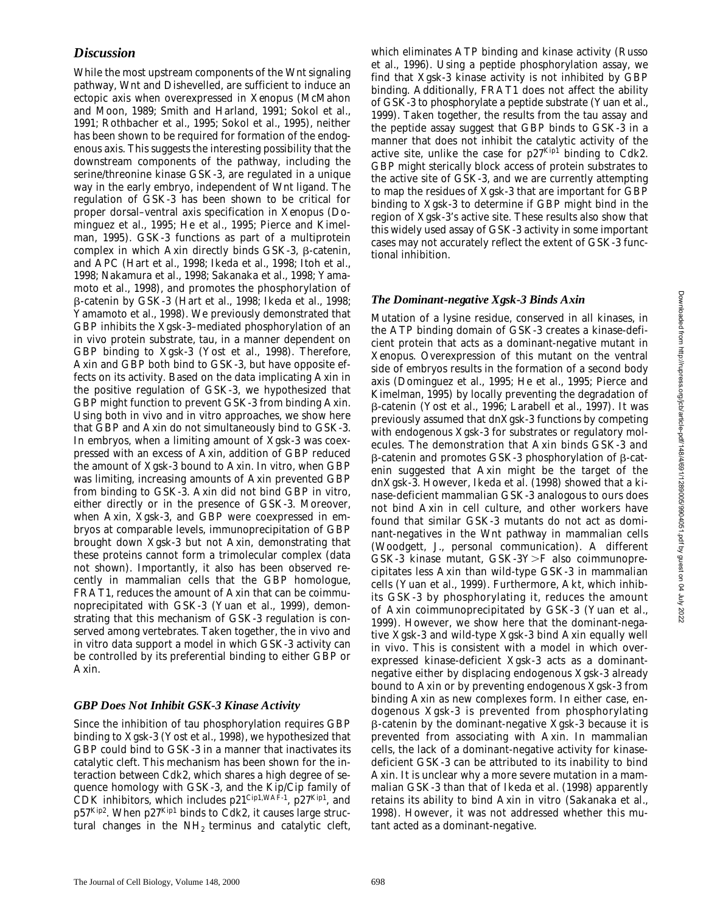## Discussion

While the most upstream components of the Wnt signaling pathway, Wnt and Dishevelled, are sufficient to induce an ectopic axis when overexpressed in *Xenopus* (McMahon and Moon, 1989; Smith and Harland, 1991; Sokol et al., 1991; Rothbacher et al., 1995; Sokol et al., 1995), neither has been shown to be required for formation of the endogenous axis. This suggests the interesting possibility that the downstream components of the pathway, including the serine/threonine kinase GSK-3, are regulated in a unique way in the early embryo, independent of Wnt ligand. The regulation of GSK-3 has been shown to be critical for proper dorsal–ventral axis specification in *Xenopus* (Dominguez et al., 1995; He et al., 1995; Pierce and Kimelman, 1995). GSK-3 functions as part of a multiprotein complex in which Axin directly binds GSK-3, β-catenin, and APC (Hart et al., 1998; Ikeda et al., 1998; Itoh et al., 1998; Nakamura et al., 1998; Sakanaka et al., 1998; Yamamoto et al., 1998), and promotes the phosphorylation of β-catenin by GSK-3 (Hart et al., 1998; Ikeda et al., 1998; Yamamoto et al., 1998). We previously demonstrated that GBP inhibits the Xgsk-3–mediated phosphorylation of an in vivo protein substrate, tau, in a manner dependent on GBP binding to Xgsk-3 (Yost et al., 1998). Therefore, Axin and GBP both bind to GSK-3, but have opposite effects on its activity. Based on the data implicating Axin in the positive regulation of GSK-3, we hypothesized that GBP might function to prevent GSK-3 from binding Axin. Using both in vivo and in vitro approaches, we show here that GBP and Axin do not simultaneously bind to GSK-3. In embryos, when a limiting amount of Xgsk-3 was coexpressed with an excess of Axin, addition of GBP reduced the amount of Xgsk-3 bound to Axin. In vitro, when GBP was limiting, increasing amounts of Axin prevented GBP from binding to GSK-3. Axin did not bind GBP in vitro, either directly or in the presence of GSK-3. Moreover, when Axin, Xgsk-3, and GBP were coexpressed in embryos at comparable levels, immunoprecipitation of GBP brought down Xgsk-3 but not Axin, demonstrating that these proteins cannot form a trimolecular complex (data not shown). Importantly, it also has been observed recently in mammalian cells that the GBP homologue, FRAT1, reduces the amount of Axin that can be coimmunoprecipitated with GSK-3 (Yuan et al., 1999), demonstrating that this mechanism of GSK-3 regulation is conserved among vertebrates. Taken together, the in vivo and in vitro data support a model in which GSK-3 activity can be controlled by its preferential binding to either GBP or Axin.

### GBP Does Not Inhibit GSK-3 Kinase Activity

Since the inhibition of tau phosphorylation requires GBP binding to Xgsk-3 (Yost et al., 1998), we hypothesized that GBP could bind to GSK-3 in a manner that inactivates its catalytic cleft. This mechanism has been shown for the interaction between Cdk2, which shares a high degree of sequence homology with GSK-3, and the Kip/Cip family of CDK inhibitors, which includes $p21^{Cip1,WAF\text{-}1}$, $p27^{Kip1}$, and $p57^{Kip2}$. When $p27^{Kip1}$ binds to Cdk2, it causes large structural changes in the $NH_2$ terminus and catalytic cleft, which eliminates ATP binding and kinase activity (Russo et al., 1996). Using a peptide phosphorylation assay, we find that Xgsk-3 kinase activity is not inhibited by GBP binding. Additionally, FRAT1 does not affect the ability of GSK-3 to phosphorylate a peptide substrate (Yuan et al., 1999). Taken together, the results from the tau assay and the peptide assay suggest that GBP binds to GSK-3 in a manner that does not inhibit the catalytic activity of the active site, unlike the case for $p27^{Kip1}$ binding to Cdk2. GBP might sterically block access of protein substrates to the active site of GSK-3, and we are currently attempting to map the residues of Xgsk-3 that are important for GBP binding to Xgsk-3 to determine if GBP might bind in the region of Xgsk-3's active site. These results also show that this widely used assay of GSK-3 activity in some important cases may not accurately reflect the extent of GSK-3 functional inhibition.

### The Dominant-negative Xgsk-3 Binds Axin

Mutation of a lysine residue, conserved in all kinases, in the ATP binding domain of GSK-3 creates a kinase-deficient protein that acts as a dominant-negative mutant in *Xenopus*. Overexpression of this mutant on the ventral side of embryos results in the formation of a second body axis (Dominguez et al., 1995; He et al., 1995; Pierce and Kimelman, 1995) by locally preventing the degradation of β-catenin (Yost et al., 1996; Larabell et al., 1997). It was previously assumed that dnXgsk-3 functions by competing with endogenous Xgsk-3 for substrates or regulatory molecules. The demonstration that Axin binds GSK-3 and β-catenin and promotes GSK-3 phosphorylation of β-catenin suggested that Axin might be the target of the dnXgsk-3. However, Ikeda et al. (1998) showed that a kinase-deficient mammalian GSK-3 analogous to ours does not bind Axin in cell culture, and other workers have found that similar GSK-3 mutants do not act as dominant-negatives in the Wnt pathway in mammalian cells (Woodgett, J., personal communication). A different GSK-3 kinase mutant, GSK-3Y>F also coimmunoprecipitates less Axin than wild-type GSK-3 in mammalian cells (Yuan et al., 1999). Furthermore, Akt, which inhibits GSK-3 by phosphorylating it, reduces the amount of Axin coimmunoprecipitated by GSK-3 (Yuan et al., 1999). However, we show here that the dominant-negative Xgsk-3 and wild-type Xgsk-3 bind Axin equally well in vivo. This is consistent with a model in which overexpressed kinase-deficient Xgsk-3 acts as a dominant-negative either by displacing endogenous Xgsk-3 already bound to Axin or by preventing endogenous Xgsk-3 from binding Axin as new complexes form. In either case, endogenous Xgsk-3 is prevented from phosphorylating β-catenin by the dominant-negative Xgsk-3 because it is prevented from associating with Axin. In mammalian cells, the lack of a dominant-negative activity for kinase-deficient GSK-3 can be attributed to its inability to bind Axin. It is unclear why a more severe mutation in a mammalian GSK-3 than that of Ikeda et al. (1998) apparently retains its ability to bind Axin in vitro (Sakanaka et al., 1998). However, it was not addressed whether this mutant acted as a dominant-negative.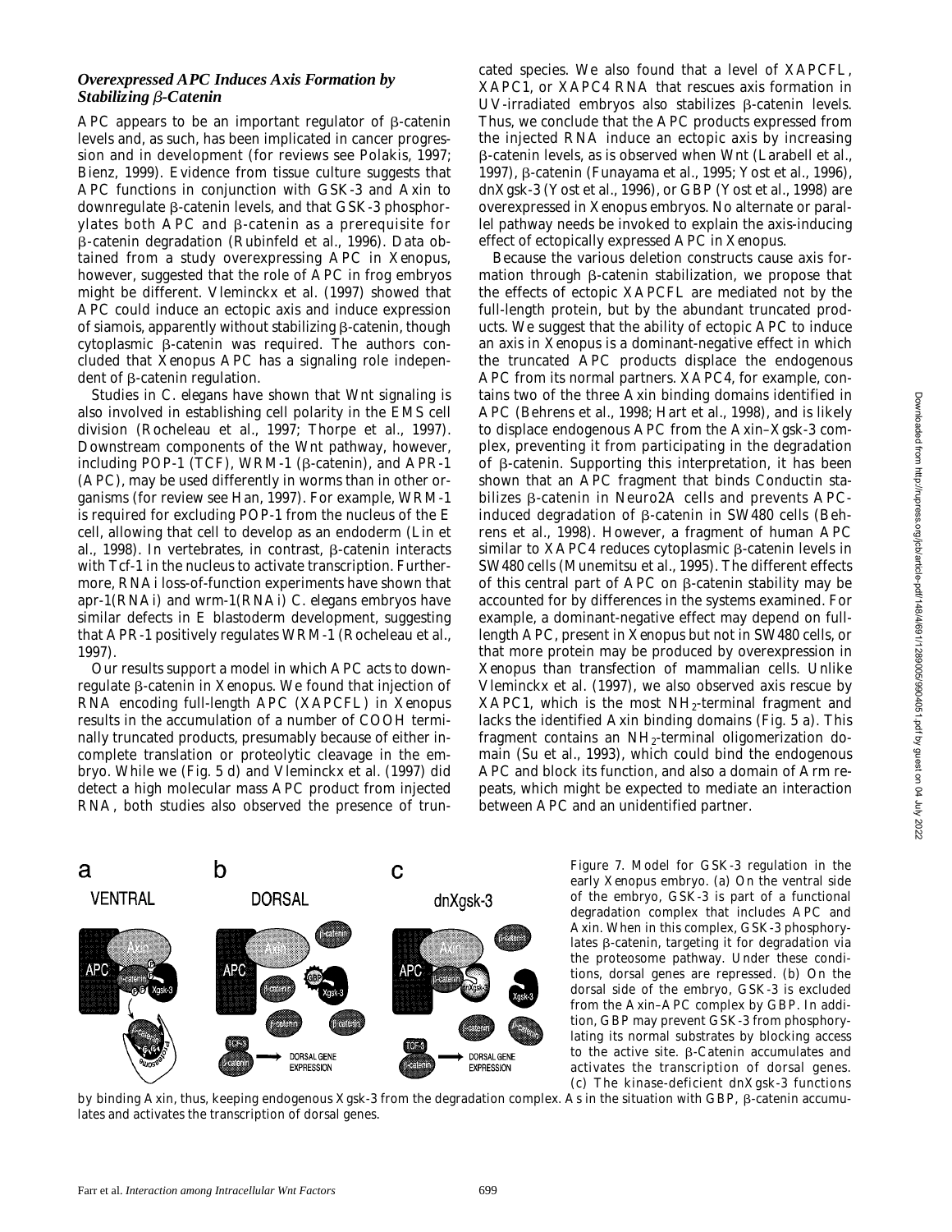### *Overexpressed APC Induces Axis Formation by Stabilizing β-Catenin*

APC appears to be an important regulator of β-catenin levels and, as such, has been implicated in cancer progression and in development (for reviews see Polakis, 1997; Bienz, 1999). Evidence from tissue culture suggests that APC functions in conjunction with GSK-3 and Axin to downregulate β-catenin levels, and that GSK-3 phosphorylates both APC and β-catenin as a prerequisite for β-catenin degradation (Rubinfeld et al., 1996). Data obtained from a study overexpressing APC in Xenopus, however, suggested that the role of APC in frog embryos might be different. Vleminckx et al. (1997) showed that APC could induce an ectopic axis and induce expression of siamois, apparently without stabilizing β-catenin, though cytoplasmic β-catenin was required. The authors concluded that Xenopus APC has a signaling role independent of β-catenin regulation.

Studies in *C. elegans* have shown that Wnt signaling is also involved in establishing cell polarity in the EMS cell division (Rocheleau et al., 1997; Thorpe et al., 1997). Downstream components of the Wnt pathway, however, including POP-1 (TCF), WRM-1 (β-catenin), and APR-1 (APC), may be used differently in worms than in other organisms (for review see Han, 1997). For example, WRM-1 is required for excluding POP-1 from the nucleus of the E cell, allowing that cell to develop as an endoderm (Lin et al., 1998). In vertebrates, in contrast, β-catenin interacts with Tcf-1 in the nucleus to activate transcription. Furthermore, RNAi loss-of-function experiments have shown that apr-1(RNAi) and wrm-1(RNAi) *C. elegans* embryos have similar defects in E blastoderm development, suggesting that APR-1 positively regulates WRM-1 (Rocheleau et al., 1997).

Our results support a model in which APC acts to downregulate β-catenin in Xenopus. We found that injection of RNA encoding full-length APC (XAPCFL) in Xenopus results in the accumulation of a number of COOH terminally truncated products, presumably because of either incomplete translation or proteolytic cleavage in the embryo. While we (Fig. 5 d) and Vleminckx et al. (1997) did detect a high molecular mass APC product from injected RNA, both studies also observed the presence of truncated species. We also found that a level of XAPCFL, XAPC1, or XAPC4 RNA that rescues axis formation in UV-irradiated embryos also stabilizes β-catenin levels. Thus, we conclude that the APC products expressed from the injected RNA induce an ectopic axis by increasing β-catenin levels, as is observed when Wnt (Larabell et al., 1997), β-catenin (Funayama et al., 1995; Yost et al., 1996), dnXgsk-3 (Yost et al., 1996), or GBP (Yost et al., 1998) are overexpressed in Xenopus embryos. No alternate or parallel pathway needs be invoked to explain the axis-inducing effect of ectopically expressed APC in Xenopus.

Because the various deletion constructs cause axis formation through β-catenin stabilization, we propose that the effects of ectopic XAPCFL are mediated not by the full-length protein, but by the abundant truncated products. We suggest that the ability of ectopic APC to induce an axis in Xenopus is a dominant-negative effect in which the truncated APC products displace the endogenous APC from its normal partners. XAPC4, for example, contains two of the three Axin binding domains identified in APC (Behrens et al., 1998; Hart et al., 1998), and is likely to displace endogenous APC from the Axin–Xgsk-3 complex, preventing it from participating in the degradation of β-catenin. Supporting this interpretation, it has been shown that an APC fragment that binds Conductin stabilizes β-catenin in Neuro2A cells and prevents APC-induced degradation of β-catenin in SW480 cells (Behrens et al., 1998). However, a fragment of human APC similar to XAPC4 reduces cytoplasmic β-catenin levels in SW480 cells (Munemitsu et al., 1995). The different effects of this central part of APC on β-catenin stability may be accounted for by differences in the systems examined. For example, a dominant-negative effect may depend on full-length APC, present in Xenopus but not in SW480 cells, or that more protein may be produced by overexpression in Xenopus than transfection of mammalian cells. Unlike Vleminckx et al. (1997), we also observed axis rescue by XAPC1, which is the most $NH_2$-terminal fragment and lacks the identified Axin binding domains (Fig. 5 a). This fragment contains an $NH_2$-terminal oligomerization domain (Su et al., 1993), which could bind the endogenous APC and block its function, and also a domain of Arm repeats, which might be expected to mediate an interaction between APC and an unidentified partner.

Figure 7. Model for GSK-3 regulation in the early Xenopus embryo. (a) On the ventral side of the embryo, GSK-3 is part of a functional degradation complex that includes APC and Axin. When in this complex, GSK-3 phosphorylates β-catenin, targeting it for degradation via the proteosome pathway. Under these conditions, dorsal genes are repressed. (b) On the dorsal side of the embryo, GSK-3 is excluded from the Axin–APC complex by GBP. In addition, GBP may prevent GSK-3 from phosphorylating its normal substrates by blocking access to the active site. β-Catenin accumulates and activates the transcription of dorsal genes. (c) The kinase-deficient dnXgsk-3 functions by binding Axin, thus, keeping endogenous Xgsk-3 from the degradation complex. As in the situation with GBP, β-catenin accumulates and activates the transcription of dorsal genes.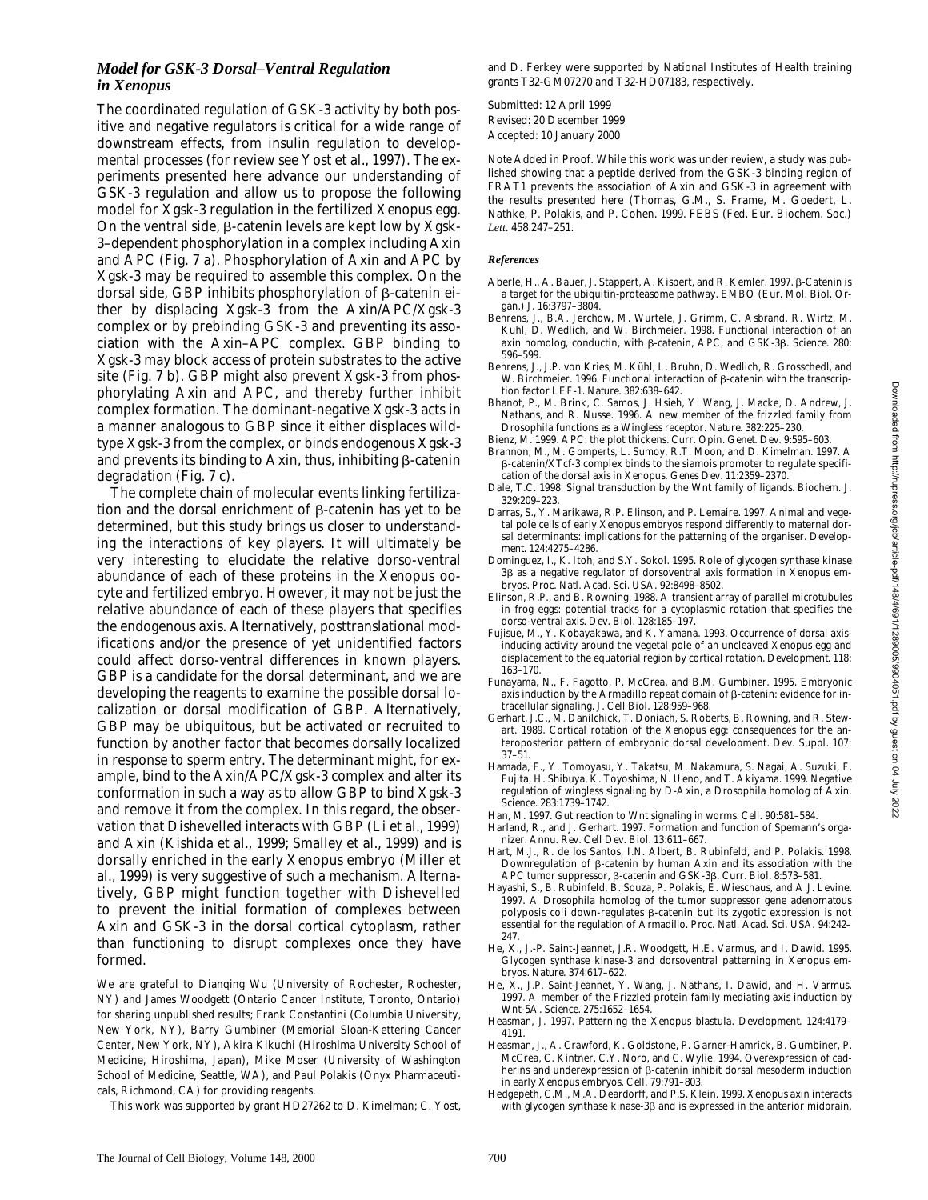### *Model for GSK-3 Dorsal–Ventral Regulation in Xenopus*

The coordinated regulation of GSK-3 activity by both positive and negative regulators is critical for a wide range of downstream effects, from insulin regulation to developmental processes (for review see Yost et al., 1997). The experiments presented here advance our understanding of GSK-3 regulation and allow us to propose the following model for Xgsk-3 regulation in the fertilized Xenopus egg. On the ventral side, β-catenin levels are kept low by Xgsk-3–dependent phosphorylation in a complex including Axin and APC (Fig. 7 a). Phosphorylation of Axin and APC by Xgsk-3 may be required to assemble this complex. On the dorsal side, GBP inhibits phosphorylation of β-catenin either by displacing Xgsk-3 from the Axin/APC/Xgsk-3 complex or by prebinding GSK-3 and preventing its association with the Axin–APC complex. GBP binding to Xgsk-3 may block access of protein substrates to the active site (Fig. 7 b). GBP might also prevent Xgsk-3 from phosphorylating Axin and APC, and thereby further inhibit complex formation. The dominant-negative Xgsk-3 acts in a manner analogous to GBP since it either displaces wild-type Xgsk-3 from the complex, or binds endogenous Xgsk-3 and prevents its binding to Axin, thus, inhibiting β-catenin degradation (Fig. 7 c).

The complete chain of molecular events linking fertilization and the dorsal enrichment of β-catenin has yet to be determined, but this study brings us closer to understanding the interactions of key players. It will ultimately be very interesting to elucidate the relative dorso-ventral abundance of each of these proteins in the Xenopus oocyte and fertilized embryo. However, it may not be just the relative abundance of each of these players that specifies the endogenous axis. Alternatively, posttranslational modifications and/or the presence of yet unidentified factors could affect dorso-ventral differences in known players. GBP is a candidate for the dorsal determinant, and we are developing the reagents to examine the possible dorsal localization or dorsal modification of GBP. Alternatively, GBP may be ubiquitous, but be activated or recruited to function by another factor that becomes dorsally localized in response to sperm entry. The determinant might, for example, bind to the Axin/APC/Xgsk-3 complex and alter its conformation in such a way as to allow GBP to bind Xgsk-3 and remove it from the complex. In this regard, the observation that Dishevelled interacts with GBP (Li et al., 1999) and Axin (Kishida et al., 1999; Smalley et al., 1999) and is dorsally enriched in the early Xenopus embryo (Miller et al., 1999) is very suggestive of such a mechanism. Alternatively, GBP might function together with Dishevelled to prevent the initial formation of complexes between Axin and GSK-3 in the dorsal cortical cytoplasm, rather than functioning to disrupt complexes once they have formed.

We are grateful to Dianqing Wu (University of Rochester, Rochester, NY) and James Woodgett (Ontario Cancer Institute, Toronto, Ontario) for sharing unpublished results; Frank Constantini (Columbia University, New York, NY), Barry Gumbiner (Memorial Sloan-Kettering Cancer Center, New York, NY), Akira Kikuchi (Hiroshima University School of Medicine, Hiroshima, Japan), Mike Moser (University of Washington School of Medicine, Seattle, WA), and Paul Polakis (Onyx Pharmaceuticals, Richmond, CA) for providing reagents.

This work was supported by grant HD27262 to D. Kimelman; C. Yost, and D. Ferkey were supported by National Institutes of Health training grants T32-GM07270 and T32-HD07183, respectively.

Submitted: 12 April 1999
Revised: 20 December 1999
Accepted: 10 January 2000

Note Added in Proof. While this work was under review, a study was published showing that a peptide derived from the GSK-3 binding region of FRAT1 prevents the association of Axin and GSK-3 in agreement with the results presented here (Thomas, G.M., S. Frame, M. Goedert, L. Nathke, P. Polakis, and P. Cohen. 1999. FEBS (Fed. Eur. Biochem. Soc.) *Lett.* 458:247–251.

#### *References*

Aberle, H., A. Bauer, J. Stappert, A. Kispert, and R. Kemler. 1997. β-Catenin is a target for the ubiquitin-proteasome pathway. EMBO (Eur. Mol. Biol. Organ.) J. 16:3797–3804.

Behrens, J., B.A. Jerchow, M. Wurtele, J. Grimm, C. Asbrand, R. Wirtz, M. Kuhl, D. Wedlich, and W. Birchmeier. 1998. Functional interaction of an axin homolog, conductin, with β-catenin, APC, and GSK-3β. Science. 280: 596–599.

Behrens, J., J.P. von Kries, M. Kühl, L. Bruhn, D. Wedlich, R. Grosschedl, and W. Birchmeier. 1996. Functional interaction of β-catenin with the transcription factor LEF-1. Nature. 382:638–642.

Bhanot, P., M. Brink, C. Samos, J. Hsieh, Y. Wang, J. Macke, D. Andrew, J. Nathans, and R. Nusse. 1996. A new member of the frizzled family from Drosophila functions as a Wingless receptor. Nature. 382:225–230.

Bienz, M. 1999. APC: the plot thickens. Curr. Opin. Genet. Dev. 9:595–603.

Brannon, M., M. Gomperts, L. Sumoy, R.T. Moon, and D. Kimelman. 1997. A β-catenin/XTcf-3 complex binds to the siamois promoter to regulate specification of the dorsal axis in Xenopus. Genes Dev. 11:2359–2370.

Dale, T.C. 1998. Signal transduction by the Wnt family of ligands. Biochem. J. 329:209–223.

Darras, S., Y. Marikawa, R.P. Elinson, and P. Lemaire. 1997. Animal and vegetal pole cells of early Xenopus embryos respond differently to maternal dorsal determinants: implications for the patterning of the organiser. Development. 124:4275–4286.

Dominguez, I., K. Itoh, and S.Y. Sokol. 1995. Role of glycogen synthase kinase 3β as a negative regulator of dorsoventral axis formation in Xenopus embryos. Proc. Natl. Acad. Sci. USA. 92:8498–8502.

Elinson, R.P., and B. Rowning. 1988. A transient array of parallel microtubules in frog eggs: potential tracks for a cytoplasmic rotation that specifies the dorso-ventral axis. Dev. Biol. 128:185–197.

Fujisue, M., Y. Kobayakawa, and K. Yamana. 1993. Occurrence of dorsal axis-inducing activity around the vegetal pole of an uncleaved Xenopus egg and displacement to the equatorial region by cortical rotation. Development. 118: 163–170.

Funayama, N., F. Fagotto, P. McCrea, and B.M. Gumbiner. 1995. Embryonic axis induction by the Armadillo repeat domain of β-catenin: evidence for intracellular signaling. J. Cell Biol. 128:959–968.

Gerhart, J.C., M. Danilchick, T. Doniach, S. Roberts, B. Rowning, and R. Stewart. 1989. Cortical rotation of the Xenopus egg: consequences for the anteroposterior pattern of embryonic dorsal development. Dev. Suppl. 107: 37–51.

Hamada, F., Y. Tomoyasu, Y. Takatsu, M. Nakamura, S. Nagai, A. Suzuki, F. Fujita, H. Shibuya, K. Toyoshima, N. Ueno, and T. Akiyama. 1999. Negative regulation of wingless signaling by D-Axin, a Drosophila homolog of Axin. Science. 283:1739–1742.

Han, M. 1997. Gut reaction to Wnt signaling in worms. Cell. 90:581–584.

Harland, R., and J. Gerhart. 1997. Formation and function of Spemann's organizer. Annu. Rev. Cell Dev. Biol. 13:611–667.

Hart, M.J., R. de los Santos, I.N. Albert, B. Rubinfeld, and P. Polakis. 1998. Downregulation of β-catenin by human Axin and its association with the APC tumor suppressor, β-catenin and GSK-3β. Curr. Biol. 8:573–581.

Hayashi, S., B. Rubinfeld, B. Souza, P. Polakis, E. Wieschaus, and A.J. Levine. 1997. A Drosophila homolog of the tumor suppressor gene adenomatous polyposis coli down-regulates β-catenin but its zygotic expression is not essential for the regulation of Armadillo. Proc. Natl. Acad. Sci. USA. 94:242–247.

He, X., J.-P. Saint-Jeannet, J.R. Woodgett, H.E. Varmus, and I. Dawid. 1995. Glycogen synthase kinase-3 and dorsoventral patterning in Xenopus embryos. Nature. 374:617–622.

He, X., J.P. Saint-Jeannet, Y. Wang, J. Nathans, I. Dawid, and H. Varmus. 1997. A member of the Frizzled protein family mediating axis induction by Wnt-5A. Science. 275:1652–1654.

Heasman, J. 1997. Patterning the Xenopus blastula. Development. 124:4179–4191.

Heasman, J., A. Crawford, K. Goldstone, P. Garner-Hamrick, B. Gumbiner, P. McCrea, C. Kintner, C.Y. Noro, and C. Wylie. 1994. Overexpression of cadherins and underexpression of β-catenin inhibit dorsal mesoderm induction in early Xenopus embryos. Cell. 79:791–803.

Hedgepeth, C.M., M.A. Deardorff, and P.S. Klein. 1999. Xenopus axin interacts with glycogen synthase kinase-3β and is expressed in the anterior midbrain.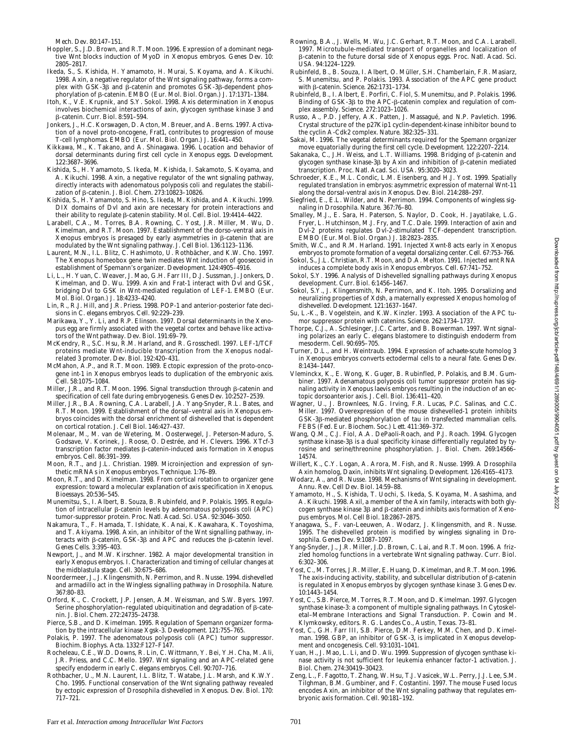Mech. Dev. 80:147–151.

Hoppler, S., J.D. Brown, and R.T. Moon. 1996. Expression of a dominant negative Wnt blocks induction of MyoD in Xenopus embryos. Genes Dev. 10: 2805–2817.

Ikeda, S., S. Kishida, H. Yamamoto, H. Murai, S. Koyama, and A. Kikuchi. 1998. Axin, a negative regulator of the Wnt signaling pathway, forms a complex with GSK-3β and β-catenin and promotes GSK-3β-dependent phosphorylation of β-catenin. EMBO (Eur. Mol. Biol. Organ.) J. 17:1371–1384.

Itoh, K., V.E. Krupnik, and S.Y. Sokol. 1998. Axis determination in Xenopus involves biochemical interactions of axin, glycogen synthase kinase 3 and β-catenin. Curr. Biol. 8:591–594.

Jonkers, J., H.C. Korswagen, D. Acton, M. Breuer, and A. Berns. 1997. Activation of a novel proto-oncogene, Frat1, contributes to progression of mouse T-cell lymphomas. EMBO (Eur. Mol. Biol. Organ.) J. 16:441–450.

Kikkawa, M., K. Takano, and A. Shinagawa. 1996. Location and behavior of dorsal determinants during first cell cycle in Xenopus eggs. Development. 122:3687–3696.

Kishida, S., H. Yamamoto, S. Ikeda, M. Kishida, I. Sakamoto, S. Koyama, and A. Kikuchi. 1998. Axin, a negative regulator of the wnt signaling pathway, directly interacts with adenomatous polyposis coli and regulates the stabilization of β-catenin. J. Biol. Chem. 273:10823–10826.

Kishida, S., H. Yamamoto, S. Hino, S. Ikeda, M. Kishida, and A. Kikuchi. 1999. DIX domains of Dvl and axin are necessary for protein interactions and their ability to regulate β-catenin stability. Mol. Cell. Biol. 19:4414–4422.

Larabell, C.A., M. Torres, B.A. Rowning, C. Yost, J.R. Miller, M. Wu, D. Kimelman, and R.T. Moon. 1997. Establishment of the dorso-ventral axis in Xenopus embryos is presaged by early asymmetries in β-catenin that are modulated by the Wnt signaling pathway. J. Cell Biol. 136:1123–1136.

Laurent, M.N., I.L. Blitz, C. Hashimoto, U. Rothbächer, and K.W. Cho. 1997. The Xenopus homeobox gene twin mediates Wnt induction of goosecoid in establishment of Spemann's organizer. Development. 124:4905–4916.

Li, L., H. Yuan, C. Weaver, J. Mao, G.H. Farr III, D.J. Sussman, J. Jonkers, D. Kimelman, and D. Wu. 1999. Axin and Frat-1 interact with Dvl and GSK, bridging Dvl to GSK in Wnt-mediated regulation of LEF-1. EMBO (Eur. Mol. Biol. Organ.) J. 18:4233–4240.

Lin, R., R.J. Hill, and J.R. Priess. 1998. POP-1 and anterior-posterior fate decisions in C. elegans embryos. Cell. 92:229–239.

Marikawa, Y., Y. Li, and R.P. Elinson. 1997. Dorsal determinants in the Xenopus egg are firmly associated with the vegetal cortex and behave like activators of the Wnt pathway. Dev. Biol. 191:69–79.

McKendry, R., S.C. Hsu, R.M. Harland, and R. Grosschedl. 1997. LEF-1/TCF proteins mediate Wnt-inducible transcription from the Xenopus nodal-related 3 promoter. Dev. Biol. 192:420–431.

McMahon, A.P., and R.T. Moon. 1989. Ectopic expression of the proto-oncogene int-1 in Xenopus embryos leads to duplication of the embryonic axis. Cell. 58:1075–1084.

Miller, J.R., and R.T. Moon. 1996. Signal transduction through β-catenin and specification of cell fate during embryogenesis. Genes Dev. 10:2527–2539.

Miller, J.R., B.A. Rowning, C.A. Larabell, J.A. Yang-Snyder, R.L. Bates, and R.T. Moon. 1999. Establishment of the dorsal–ventral axis in Xenopus embryos coincides with the dorsal enrichment of dishevelled that is dependent on cortical rotation. J. Cell Biol. 146:427–437.

Molenaar, M., M. van de Wetering, M. Oosterwegel, J. Peterson-Maduro, S. Godsave, V. Korinek, J. Roose, O. Destrée, and H. Clevers. 1996. XTcf-3 transcription factor mediates β-catenin-induced axis formation in Xenopus embryos. Cell. 86:391–399.

Moon, R.T., and J.L. Christian. 1989. Microinjection and expression of synthetic mRNAs in Xenopus embryos. Technique. 1:76–89.

Moon, R.T., and D. Kimelman. 1998. From cortical rotation to organizer gene expression: toward a molecular explanation of axis specification in Xenopus. Bioessays. 20:536–545.

Munemitsu, S., I. Albert, B. Souza, B. Rubinfeld, and P. Polakis. 1995. Regulation of intracellular β-catenin levels by adenomatous polyposis coli (APC) tumor-suppressor protein. Proc. Natl. Acad. Sci. USA. 92:3046–3050.

Nakamura, T., F. Hamada, T. Ishidate, K. Anai, K. Kawahara, K. Toyoshima, and T. Akiyama. 1998. Axin, an inhibitor of the Wnt signalling pathway, interacts with β-catenin, GSK-3β and APC and reduces the β-catenin level. Genes Cells. 3:395–403.

Newport, J., and M.W. Kirschner. 1982. A major developmental transition in early Xenopus embryos. I. Characterization and timing of cellular changes at the midblastula stage. Cell. 30:675–686.

Noordermeer, J., J. Klingensmith, N. Perrimon, and R. Nusse. 1994. dishevelled and armadillo act in the Wingless signalling pathway in Drosophila. Nature. 367:80–83.

Orford, K., C. Crockett, J.P. Jensen, A.M. Weissman, and S.W. Byers. 1997. Serine phosphorylation–regulated ubiquitination and degradation of β-catenin. J. Biol. Chem. 272:24735–24738.

Pierce, S.B., and D. Kimelman. 1995. Regulation of Spemann organizer formation by the intracellular kinase Xgsk-3. Development. 121:755–765.

Polakis, P. 1997. The adenomatous polyposis coli (APC) tumor suppressor. Biochim. Biophys. Acta. 1332:F127–F147.

Rocheleau, C.E., W.D. Downs, R. Lin, C. Wittmann, Y. Bei, Y.H. Cha, M. Ali, J.R. Priess, and C.C. Mello. 1997. Wnt signaling and an APC-related gene specify endoderm in early C. elegans embryos. Cell. 90:707–716.

Rothbacher, U., M.N. Laurent, I.L. Blitz, T. Watabe, J.L. Marsh, and K.W.Y. Cho. 1995. Functional conservation of the Wnt signaling pathway revealed by ectopic expression of Drosophila dishevelled in Xenopus. Dev. Biol. 170: 717–721.

Rowning, B.A., J. Wells, M. Wu, J.C. Gerhart, R.T. Moon, and C.A. Larabell. 1997. Microtubule-mediated transport of organelles and localization of β-catenin to the future dorsal side of Xenopus eggs. Proc. Natl. Acad. Sci. USA. 94:1224–1229.

Rubinfeld, B., B. Souza, I. Albert, O. Müller, S.H. Chamberlain, F.R. Masiarz, S. Munemitsu, and P. Polakis. 1993. Association of the APC gene product with β-catenin. Science. 262:1731–1734.

Rubinfeld, B., I. Albert, E. Porfiri, C. Fiol, S. Munemitsu, and P. Polakis. 1996. Binding of GSK-3β to the APC-β-catenin complex and regulation of complex assembly. Science. 272:1023–1026.

Russo, A., P.D. Jeffery, A.K. Patten, J. Massagué, and N.P. Pavletich. 1996. Crystal structure of the p27Kip1 cyclin-dependent-kinase inhibitor bound to the cyclin A-Cdk2 complex. Nature. 382:325–331.

Sakai, M. 1996. The vegetal determinants required for the Spemann organizer move equatorially during the first cell cycle. Development. 122:2207–2214.

Sakanaka, C., J.H. Weiss, and L.T. Williams. 1998. Bridging of β-catenin and glycogen synthase kinase-3β by Axin and inhibition of β-catenin mediated transcription. Proc. Natl. Acad. Sci. USA. 95:3020–3023.

Schroeder, K.E., M.L. Condic, L.M. Eisenberg, and H.J. Yost. 1999. Spatially regulated translation in embryos: asymmetric expression of maternal Wnt-11 along the dorsal-ventral axis in Xenopus. Dev. Biol. 214:288–297.

Siegfried, E., E.L. Wilder, and N. Perrimon. 1994. Components of wingless signaling in Drosophila. Nature. 367:76–80.

Smalley, M.J., E. Sara, H. Paterson, S. Naylor, D. Cook, H. Jayatilake, L.G. Fryer, L. Hutchinson, M.J. Fry, and T.C. Dale. 1999. Interaction of axin and Dvl-2 proteins regulates Dvl-2-stimulated TCF-dependent transcription. EMBO (Eur. Mol. Biol. Organ.) J. 18:2823–2835.

Smith, W.C., and R.M. Harland. 1991. Injected Xwnt-8 acts early in Xenopus embryos to promote formation of a vegetal dorsalizing center. Cell. 67:753–766.

Sokol, S., J.L. Christian, R.T. Moon, and D.A. Melton. 1991. Injected wnt RNA induces a complete body axis in Xenopus embryos. Cell. 67:741–752.

Sokol, S.Y. 1996. Analysis of Dishevelled signalling pathways during Xenopus development. Curr. Biol. 6:1456–1467.

Sokol, S.Y., J. Klingensmith, N. Perrimon, and K. Itoh. 1995. Dorsalizing and neuralizing properties of Xdsh, a maternally expressed Xenopus homolog of dishevelled. Development. 121:1637–1647.

Su, L.-K., B. Vogelstein, and K.W. Kinzler. 1993. Association of the APC tumor suppressor protein with catenins. Science. 262:1734–1737.

Thorpe, C.J., A. Schlesinger, J.C. Carter, and B. Bowerman. 1997. Wnt signaling polarizes an early C. elegans blastomere to distinguish endoderm from mesoderm. Cell. 90:695–705.

Turner, D.L., and H. Weintraub. 1994. Expression of achaete-scute homolog 3 in Xenopus embryos converts ectodermal cells to a neural fate. Genes Dev. 8:1434–1447.

Vleminckx, K., E. Wong, K. Guger, B. Rubinfled, P. Polakis, and B.M. Gumbiner. 1997. Adenomatous polyposis coli tumor suppressor protein has signaling activity in Xenopus laevis embryos resulting in the induction of an ectopic dorsoanterior axis. J. Cell Biol. 136:411–420.

Wagner, U., J. Brownlees, N.G. Irving, F.R. Lucas, P.C. Salinas, and C.C. Miller. 1997. Overexpression of the mouse dishevelled-1 protein inhibits GSK-3β-mediated phosphorylation of tau in transfected mammalian cells. FEBS (Fed. Eur. Biochem. Soc.) Lett. 411:369–372.

Wang, Q.M., C.J. Fiol, A.A. DePaoli-Roach, and P.J. Roach. 1994. Glycogen synthase kinase-3β is a dual specificity kinase differentially regulated by tyrosine and serine/threonine phosphorylation. J. Biol. Chem. 269:14566–14574.

Willert, K., C.Y. Logan, A. Arora, M. Fish, and R. Nusse. 1999. A Drosophila Axin homolog, Daxin, inhibits Wnt signaling. Development. 126:4165–4173.

Wodarz, A., and R. Nusse. 1998. Mechanisms of Wnt signaling in development. Annu. Rev. Cell Dev. Biol. 14:59–88.

Yamamoto, H., S. Kishida, T. Uochi, S. Ikeda, S. Koyama, M. Asashima, and A. Kikuchi. 1998. Axil, a member of the Axin family, interacts with both glycogen synthase kinase 3β and β-catenin and inhibits axis formation of Xenopus embryos. Mol. Cell Biol. 18:2867–2875.

Yanagawa, S., F. van-Leeuwen, A. Wodarz, J. Klingensmith, and R. Nusse. 1995. The dishevelled protein is modified by wingless signaling in Drosophila. Genes Dev. 9:1087–1097.

Yang-Snyder, J., J.R. Miller, J.D. Brown, C. Lai, and R.T. Moon. 1996. A frizzled homolog functions in a vertebrate Wnt signaling pathway. Curr. Biol. 6:302–306.

Yost, C., M. Torres, J.R. Miller, E. Huang, D. Kimelman, and R.T. Moon. 1996. The axis-inducing activity, stability, and subcellular distribution of β-catenin is regulated in Xenopus embryos by glycogen synthase kinase 3. Genes Dev. 10:1443–1454.

Yost, C., S.B. Pierce, M. Torres, R.T. Moon, and D. Kimelman. 1997. Glycogen synthase kinase-3: a component of multiple signaling pathways. In Cytoskeletal–Membrane Interactions and Signal Transduction. P. Cowin and M. Klymkowsky, editors. R. G. Landes Co., Austin, Texas. 73–81.

Yost, C., G.H. Farr III, S.B. Pierce, D.M. Ferkey, M.M. Chen, and D. Kimelman. 1998. GBP, an inhibitor of GSK-3, is implicated in Xenopus development and oncogenesis. Cell. 93:1031–1041.

Yuan, H., J. Mao, L. Li, and D. Wu. 1999. Suppression of glycogen synthase kinase activity is not sufficient for leukemia enhancer factor-1 activation. J. Biol. Chem. 274:30419–30423.

Zeng, L., F. Fagotto, T. Zhang, W. Hsu, T.J. Vasicek, W.L. Perry, J.J. Lee, S.M. Tilghman, B.M. Gumbiner, and F. Costantini. 1997. The mouse Fused locus encodes Axin, an inhibitor of the Wnt signaling pathway that regulates embryonic axis formation. Cell. 90:181–192.